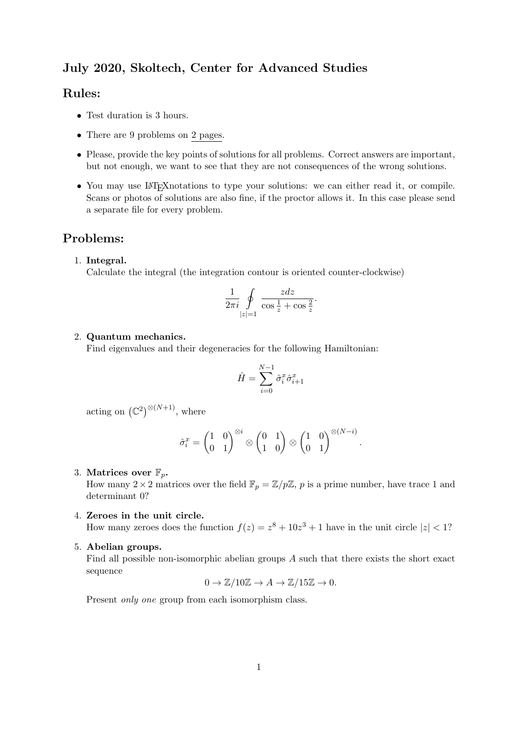# July 2020, Skoltech, Center for Advanced Studies

## Rules:

- Test duration is 3 hours.
- There are 9 problems on 2 pages.
- Please, provide the key points of solutions for all problems. Correct answers are important, but not enough, we want to see that they are not consequences of the wrong solutions.
- You may use LaTeXnotations to type your solutions: we can either read it, or compile. Scans or photos of solutions are also fine, if the proctor allows it. In this case please send a separate file for every problem.

## Problems:

1. **Integral.**
   Calculate the integral (the integration contour is oriented counter-clockwise)
   $$\frac{1}{2\pi i} \oint\limits_{|z|=1} \frac{z dz}{\cos \frac{1}{z} + \cos \frac{2}{z}}.$$

2. **Quantum mechanics.**
   Find eigenvalues and their degeneracies for the following Hamiltonian:
   $$\hat{H} = \sum_{i=0}^{N-1} \hat{\sigma}_i^x \hat{\sigma}_{i+1}^x$$
   acting on $\left(\mathbb{C}^2\right)^{\otimes(N+1)}$, where
   $$\hat{\sigma}_i^x = \begin{pmatrix} 1 & 0 \\ 0 & 1 \end{pmatrix}^{\otimes i} \otimes \begin{pmatrix} 0 & 1 \\ 1 & 0 \end{pmatrix} \otimes \begin{pmatrix} 1 & 0 \\ 0 & 1 \end{pmatrix}^{\otimes(N-i)}.$$

3. **Matrices over $\mathbb{F}_p$.**
   How many $2 \times 2$ matrices over the field $\mathbb{F}_p = \mathbb{Z}/p\mathbb{Z}$, $p$ is a prime number, have trace 1 and determinant 0?

4. **Zeroes in the unit circle.**
   How many zeroes does the function $f(z) = z^8 + 10z^3 + 1$ have in the unit circle $|z| < 1$?

5. **Abelian groups.**
   Find all possible non-isomorphic abelian groups $A$ such that there exists the short exact sequence
   $$0 \to \mathbb{Z}/10\mathbb{Z} \to A \to \mathbb{Z}/15\mathbb{Z} \to 0.$$
   Present *only one* group from each isomorphism class.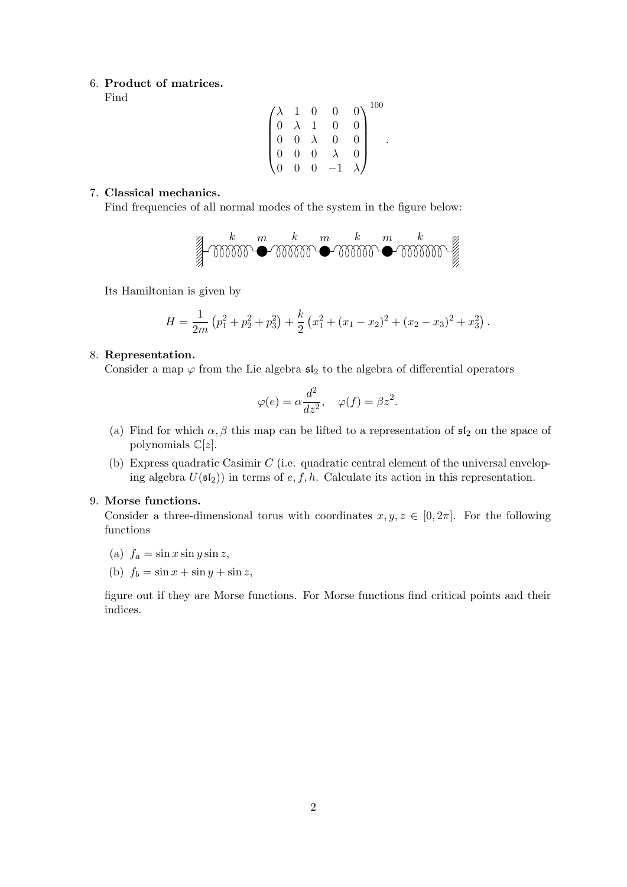6. **Product of matrices.**
   Find
$$\begin{pmatrix} \lambda & 1 & 0 & 0 & 0 \\ 0 & \lambda & 1 & 0 & 0 \\ 0 & 0 & \lambda & 0 & 0 \\ 0 & 0 & 0 & \lambda & 0 \\ 0 & 0 & 0 & -1 & \lambda \end{pmatrix}^{100}.$$

7. **Classical mechanics.**
   Find frequencies of all normal modes of the system in the figure below:

   $k$ $m$ $k$ $m$ $k$ $m$ $k$

   Its Hamiltonian is given by
$$H = \frac{1}{2m}\left(p_1^2 + p_2^2 + p_3^2\right) + \frac{k}{2}\left(x_1^2 + (x_1 - x_2)^2 + (x_2 - x_3)^2 + x_3^2\right).$$

8. **Representation.**
   Consider a map $\varphi$ from the Lie algebra $\mathfrak{sl}_2$ to the algebra of differential operators
$$\varphi(e) = \alpha \frac{d^2}{dz^2}, \quad \varphi(f) = \beta z^2.$$

   (a) Find for which $\alpha, \beta$ this map can be lifted to a representation of $\mathfrak{sl}_2$ on the space of polynomials $\mathbb{C}[z]$.

   (b) Express quadratic Casimir $C$ (i.e. quadratic central element of the universal enveloping algebra $U(\mathfrak{sl}_2)$) in terms of $e, f, h$. Calculate its action in this representation.

9. **Morse functions.**
   Consider a three-dimensional torus with coordinates $x, y, z \in [0, 2\pi]$. For the following functions

   (a) $f_a = \sin x \sin y \sin z$,

   (b) $f_b = \sin x + \sin y + \sin z$,

   figure out if they are Morse functions. For Morse functions find critical points and their indices.